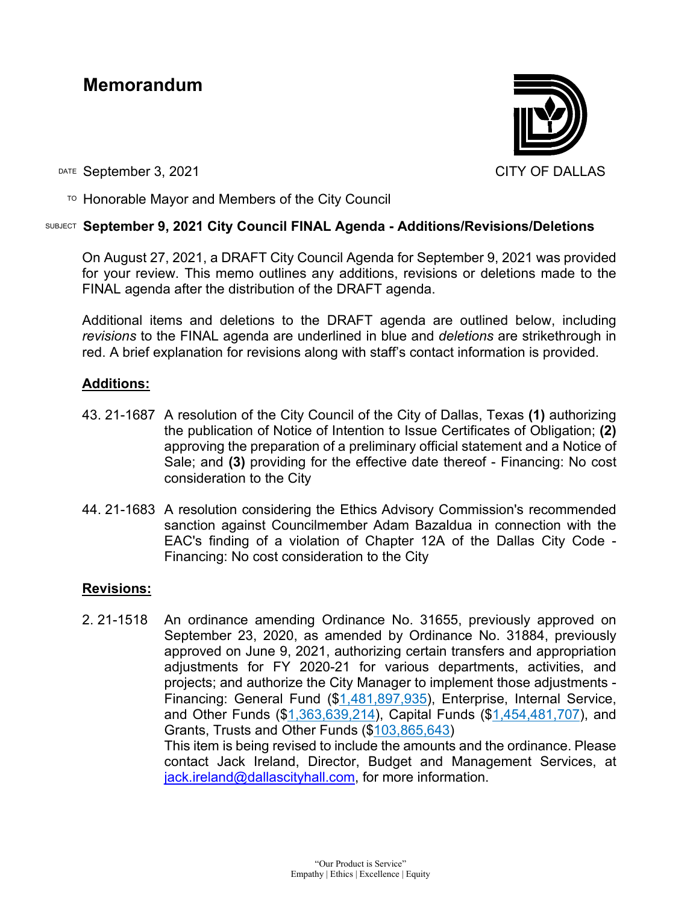# Memorandum

CITY OF DALLAS

DATE September 3, 2021

TO Honorable Mayor and Members of the City Council

SUBJECT **September 9, 2021 City Council FINAL Agenda - Additions/Revisions/Deletions**

On August 27, 2021, a DRAFT City Council Agenda for September 9, 2021 was provided for your review. This memo outlines any additions, revisions or deletions made to the FINAL agenda after the distribution of the DRAFT agenda.

Additional items and deletions to the DRAFT agenda are outlined below, including *revisions* to the FINAL agenda are underlined in blue and *deletions* are strikethrough in red. A brief explanation for revisions along with staff's contact information is provided.

## Additions:

43. 21-1687 A resolution of the City Council of the City of Dallas, Texas **(1)** authorizing the publication of Notice of Intention to Issue Certificates of Obligation; **(2)** approving the preparation of a preliminary official statement and a Notice of Sale; and **(3)** providing for the effective date thereof - Financing: No cost consideration to the City

44. 21-1683 A resolution considering the Ethics Advisory Commission's recommended sanction against Councilmember Adam Bazaldua in connection with the EAC's finding of a violation of Chapter 12A of the Dallas City Code - Financing: No cost consideration to the City

## Revisions:

2. 21-1518 An ordinance amending Ordinance No. 31655, previously approved on September 23, 2020, as amended by Ordinance No. 31884, previously approved on June 9, 2021, authorizing certain transfers and appropriation adjustments for FY 2020-21 for various departments, activities, and projects; and authorize the City Manager to implement those adjustments - Financing: General Fund ($<u>1,481,897,935</u>), Enterprise, Internal Service, and Other Funds ($<u>1,363,639,214</u>), Capital Funds ($<u>1,454,481,707</u>), and Grants, Trusts and Other Funds ($<u>103,865,643</u>)
This item is being revised to include the amounts and the ordinance. Please contact Jack Ireland, Director, Budget and Management Services, at jack.ireland@dallascityhall.com, for more information.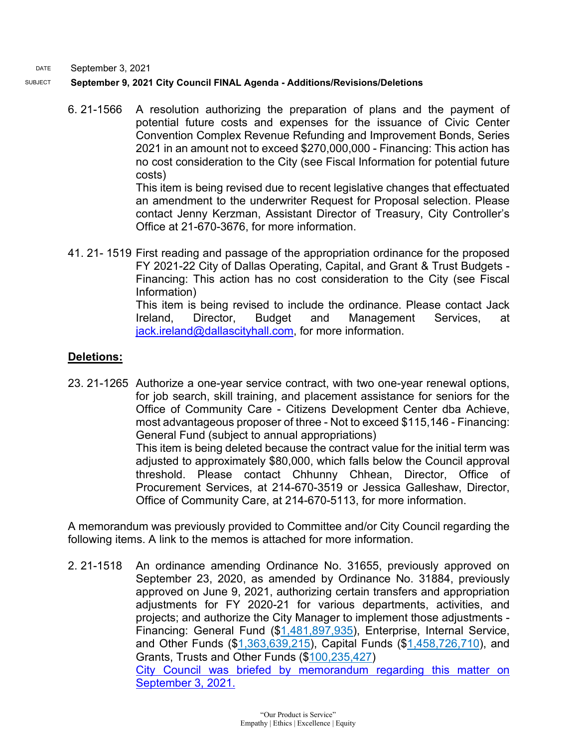DATE September 3, 2021

SUBJECT **September 9, 2021 City Council FINAL Agenda - Additions/Revisions/Deletions**

6. 21-1566 A resolution authorizing the preparation of plans and the payment of potential future costs and expenses for the issuance of Civic Center Convention Complex Revenue Refunding and Improvement Bonds, Series 2021 in an amount not to exceed $270,000,000 - Financing: This action has no cost consideration to the City (see Fiscal Information for potential future costs)
   This item is being revised due to recent legislative changes that effectuated an amendment to the underwriter Request for Proposal selection. Please contact Jenny Kerzman, Assistant Director of Treasury, City Controller's Office at 21-670-3676, for more information.

41. 21- 1519 First reading and passage of the appropriation ordinance for the proposed FY 2021-22 City of Dallas Operating, Capital, and Grant & Trust Budgets - Financing: This action has no cost consideration to the City (see Fiscal Information)
   This item is being revised to include the ordinance. Please contact Jack Ireland, Director, Budget and Management Services, at jack.ireland@dallascityhall.com, for more information.

**Deletions:**

23. 21-1265 Authorize a one-year service contract, with two one-year renewal options, for job search, skill training, and placement assistance for seniors for the Office of Community Care - Citizens Development Center dba Achieve, most advantageous proposer of three - Not to exceed $115,146 - Financing: General Fund (subject to annual appropriations)
   This item is being deleted because the contract value for the initial term was adjusted to approximately $80,000, which falls below the Council approval threshold. Please contact Chhunny Chhean, Director, Office of Procurement Services, at 214-670-3519 or Jessica Galleshaw, Director, Office of Community Care, at 214-670-5113, for more information.

A memorandum was previously provided to Committee and/or City Council regarding the following items. A link to the memos is attached for more information.

2. 21-1518 An ordinance amending Ordinance No. 31655, previously approved on September 23, 2020, as amended by Ordinance No. 31884, previously approved on June 9, 2021, authorizing certain transfers and appropriation adjustments for FY 2020-21 for various departments, activities, and projects; and authorize the City Manager to implement those adjustments - Financing: General Fund ($1,481,897,935), Enterprise, Internal Service, and Other Funds ($1,363,639,215), Capital Funds ($1,458,726,710), and Grants, Trusts and Other Funds ($100,235,427)
   City Council was briefed by memorandum regarding this matter on September 3, 2021.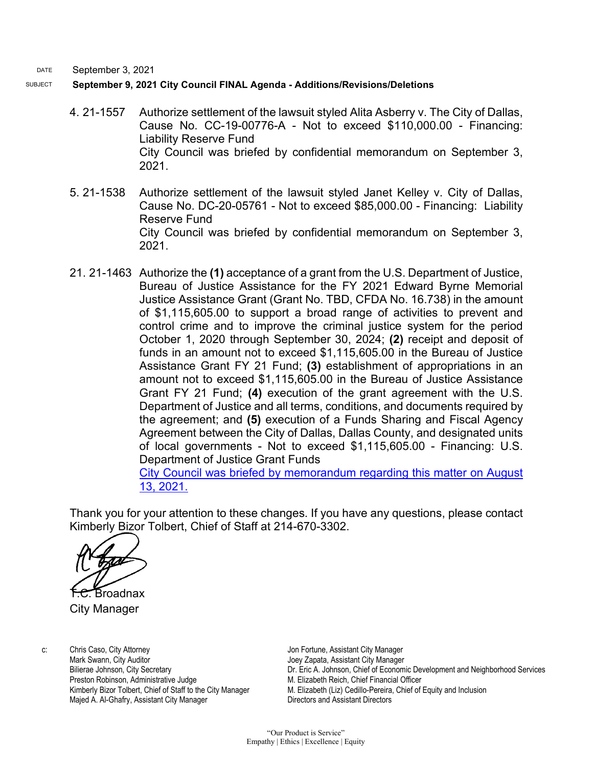DATE September 3, 2021

SUBJECT **September 9, 2021 City Council FINAL Agenda - Additions/Revisions/Deletions**

4. 21-1557 Authorize settlement of the lawsuit styled Alita Asberry v. The City of Dallas, Cause No. CC-19-00776-A - Not to exceed $110,000.00 - Financing: Liability Reserve Fund
   City Council was briefed by confidential memorandum on September 3, 2021.

5. 21-1538 Authorize settlement of the lawsuit styled Janet Kelley v. City of Dallas, Cause No. DC-20-05761 - Not to exceed $85,000.00 - Financing: Liability Reserve Fund
   City Council was briefed by confidential memorandum on September 3, 2021.

21. 21-1463 Authorize the **(1)** acceptance of a grant from the U.S. Department of Justice, Bureau of Justice Assistance for the FY 2021 Edward Byrne Memorial Justice Assistance Grant (Grant No. TBD, CFDA No. 16.738) in the amount of $1,115,605.00 to support a broad range of activities to prevent and control crime and to improve the criminal justice system for the period October 1, 2020 through September 30, 2024; **(2)** receipt and deposit of funds in an amount not to exceed $1,115,605.00 in the Bureau of Justice Assistance Grant FY 21 Fund; **(3)** establishment of appropriations in an amount not to exceed $1,115,605.00 in the Bureau of Justice Assistance Grant FY 21 Fund; **(4)** execution of the grant agreement with the U.S. Department of Justice and all terms, conditions, and documents required by the agreement; and **(5)** execution of a Funds Sharing and Fiscal Agency Agreement between the City of Dallas, Dallas County, and designated units of local governments - Not to exceed $1,115,605.00 - Financing: U.S. Department of Justice Grant Funds
   City Council was briefed by memorandum regarding this matter on August 13, 2021.

Thank you for your attention to these changes. If you have any questions, please contact Kimberly Bizor Tolbert, Chief of Staff at 214-670-3302.

T.C. Broadnax
City Manager

c:
Chris Caso, City Attorney
Mark Swann, City Auditor
Bilierae Johnson, City Secretary
Preston Robinson, Administrative Judge
Kimberly Bizor Tolbert, Chief of Staff to the City Manager
Majed A. Al-Ghafry, Assistant City Manager
Jon Fortune, Assistant City Manager
Joey Zapata, Assistant City Manager
Dr. Eric A. Johnson, Chief of Economic Development and Neighborhood Services
M. Elizabeth Reich, Chief Financial Officer
M. Elizabeth (Liz) Cedillo-Pereira, Chief of Equity and Inclusion
Directors and Assistant Directors

"Our Product is Service"
Empathy | Ethics | Excellence | Equity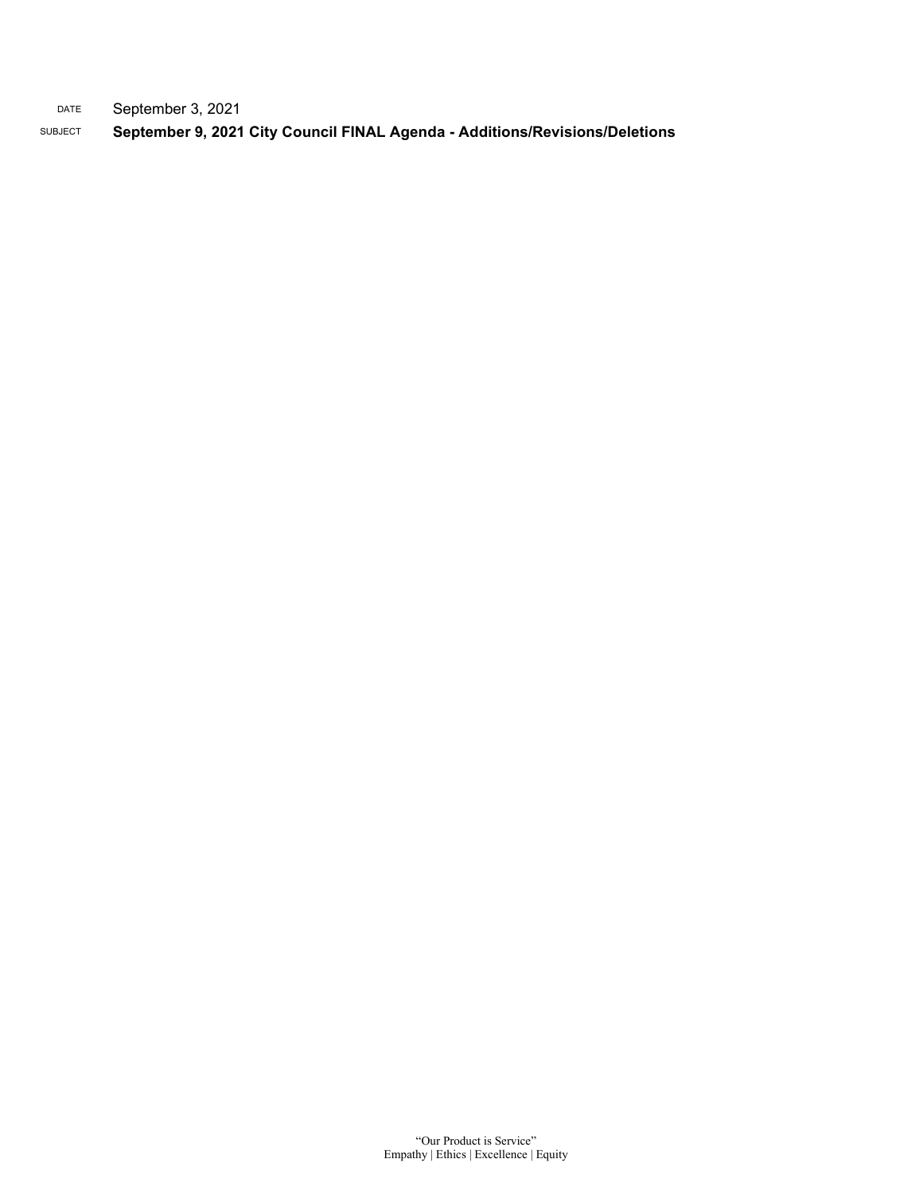DATE September 3, 2021

SUBJECT **September 9, 2021 City Council FINAL Agenda - Additions/Revisions/Deletions**

"Our Product is Service"
Empathy | Ethics | Excellence | Equity